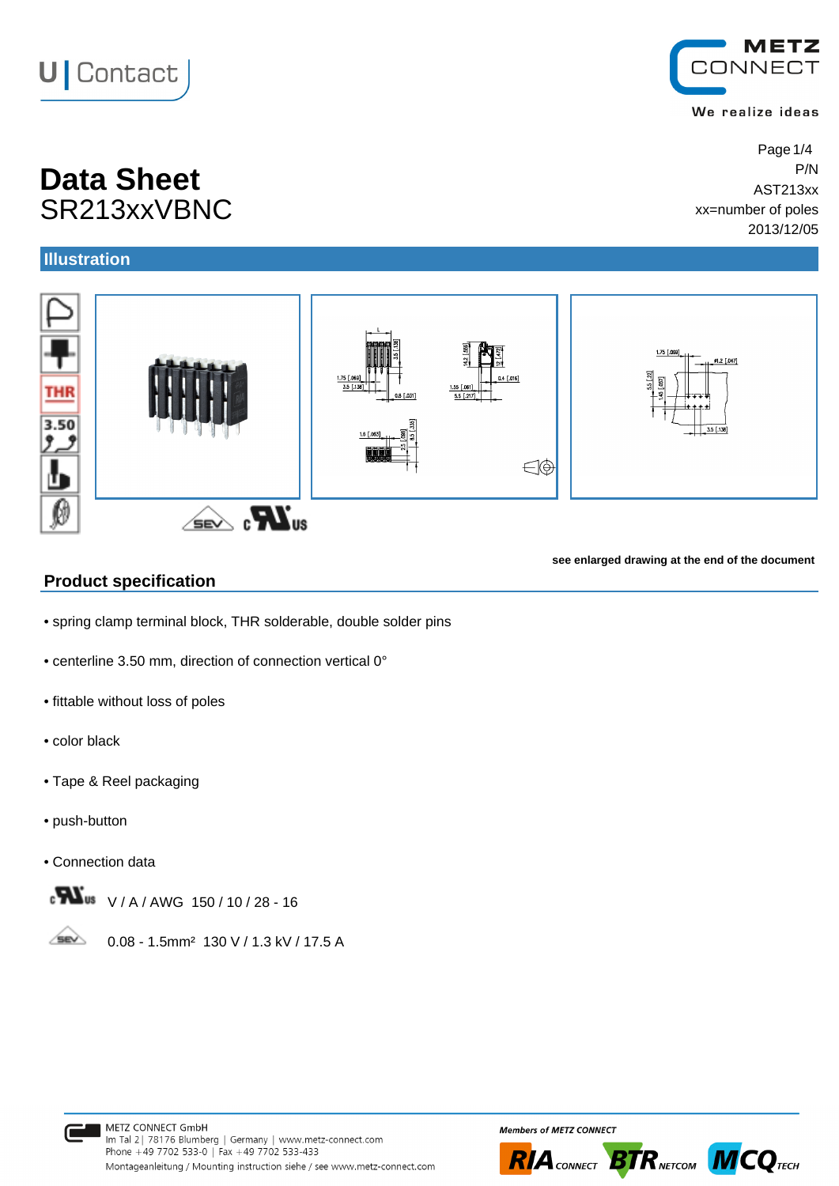# Data Sheet
SR213xxVBNC

P/N
AST213xx
xx=number of poles
2013/12/05

## Illustration

see enlarged drawing at the end of the document

## Product specification

- spring clamp terminal block, THR solderable, double solder pins
- centerline 3.50 mm, direction of connection vertical 0°
- fittable without loss of poles
- color black
- Tape & Reel packaging
- push-button
- Connection data

cULus V / A / AWG 150 / 10 / 28 - 16

SEV 0.08 - 1.5mm² 130 V / 1.3 kV / 17.5 A

METZ CONNECT GmbH
Im Tal 2 | 78176 Blumberg | Germany | www.metz-connect.com
Phone +49 7702 533-0 | Fax +49 7702 533-433
Montageanleitung / Mounting instruction siehe / see www.metz-connect.com

*Members of METZ CONNECT*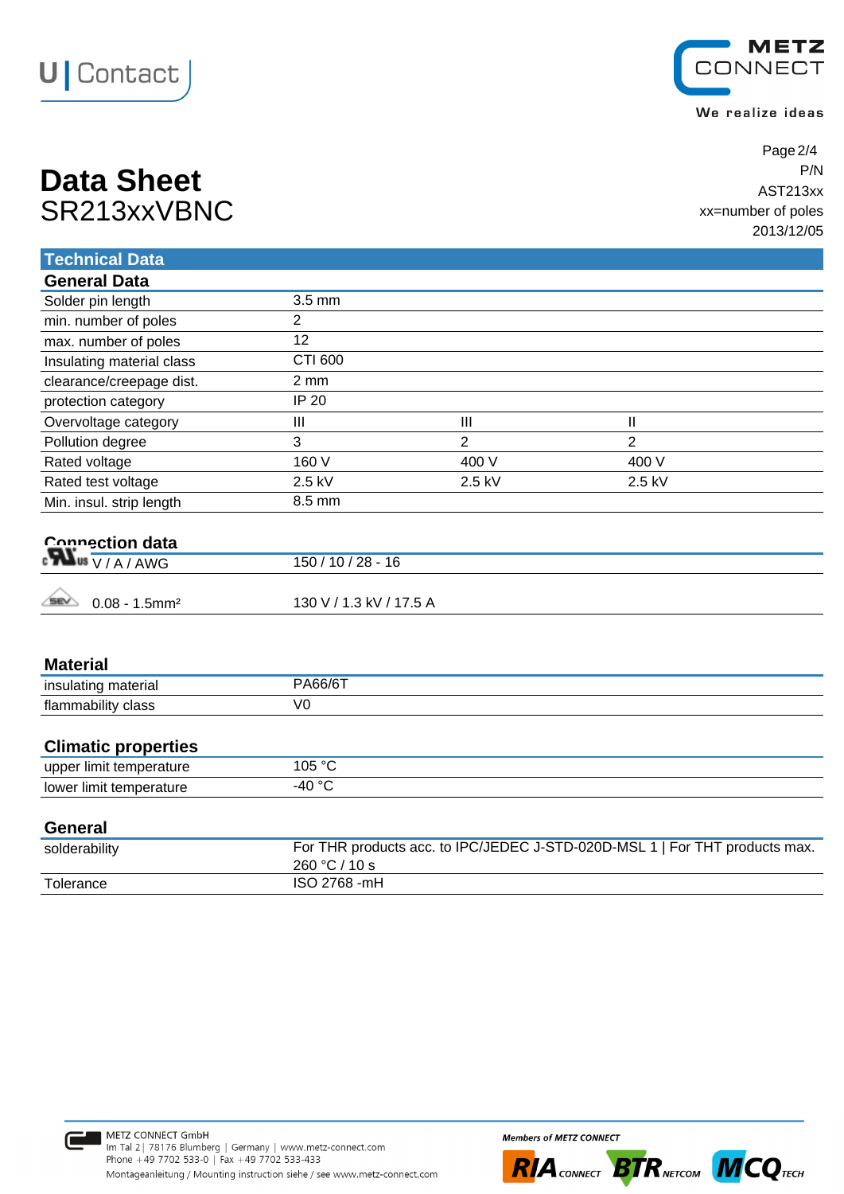# Data Sheet
SR213xxVBNC

P/N
AST213xx
xx=number of poles
2013/12/05

## Technical Data

### General Data

| | | | |
|---|---|---|---|
| Solder pin length | 3.5 mm | | |
| min. number of poles | 2 | | |
| max. number of poles | 12 | | |
| Insulating material class | CTI 600 | | |
| clearance/creepage dist. | 2 mm | | |
| protection category | IP 20 | | |
| Overvoltage category | III | III | II |
| Pollution degree | 3 | 2 | 2 |
| Rated voltage | 160 V | 400 V | 400 V |
| Rated test voltage | 2.5 kV | 2.5 kV | 2.5 kV |
| Min. insul. strip length | 8.5 mm | | |

### Connection data

| | |
|---|---|
| cULus V / A / AWG | 150 / 10 / 28 - 16 |
| SEV 0.08 - 1.5mm² | 130 V / 1.3 kV / 17.5 A |

### Material

| | |
|---|---|
| insulating material | PA66/6T |
| flammability class | V0 |

### Climatic properties

| | |
|---|---|
| upper limit temperature | 105 °C |
| lower limit temperature | -40 °C |

### General

| | |
|---|---|
| solderability | For THR products acc. to IPC/JEDEC J-STD-020D-MSL 1 \| For THT products max. 260 °C / 10 s |
| Tolerance | ISO 2768 -mH |

METZ CONNECT GmbH
Im Tal 2 | 78176 Blumberg | Germany | www.metz-connect.com
Phone +49 7702 533-0 | Fax +49 7702 533-433
Montageanleitung / Mounting instruction siehe / see www.metz-connect.com

Members of METZ CONNECT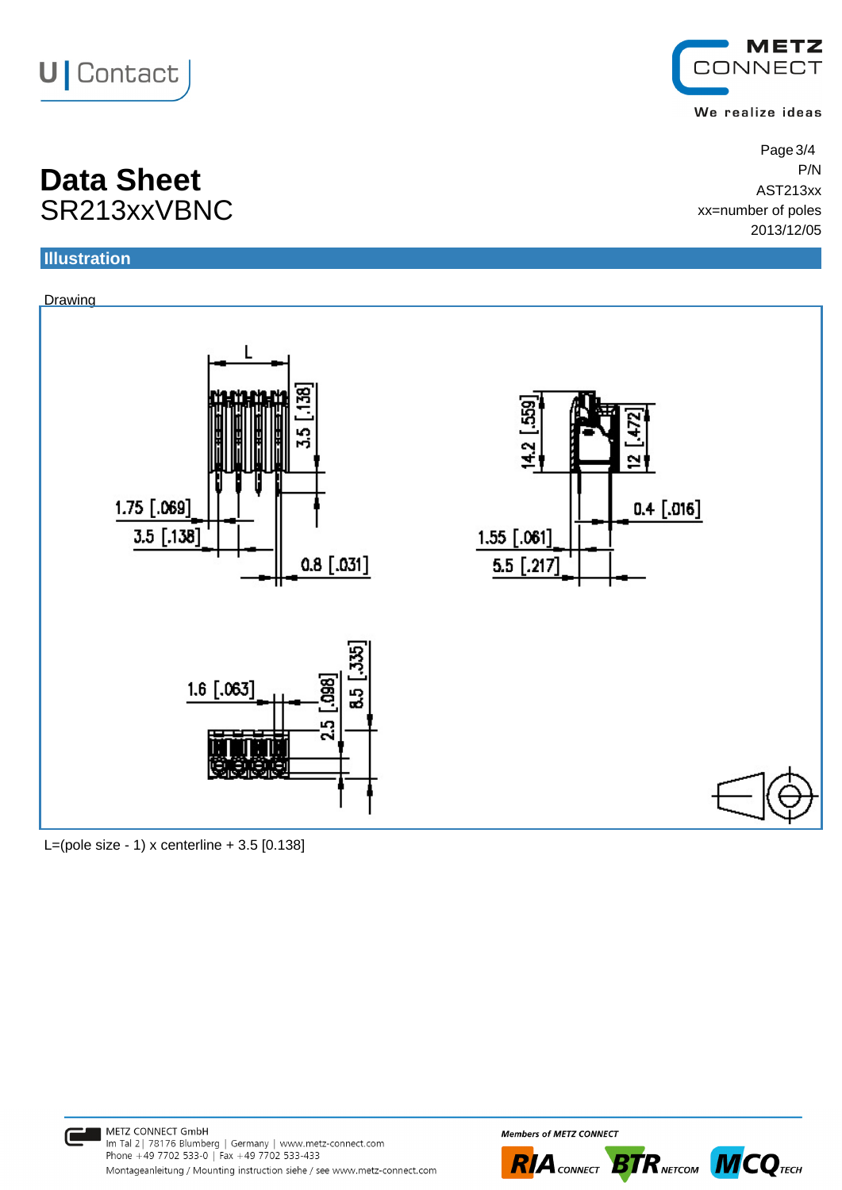# Data Sheet
## SR213xxVBNC

Page 3/4
P/N
AST213xx
xx=number of poles
2013/12/05

## Illustration

Drawing

L=(pole size - 1) x centerline + 3.5 [0.138]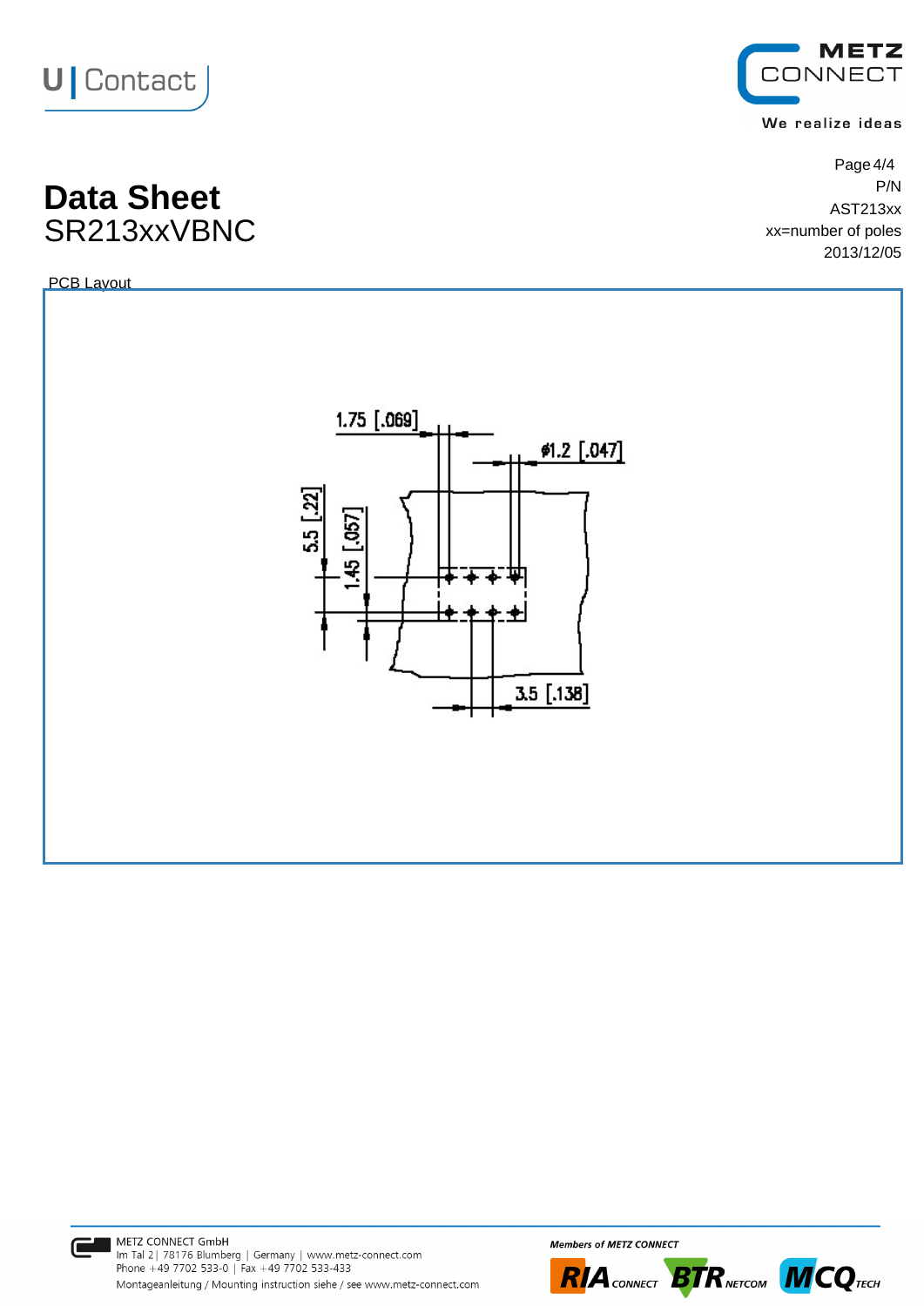# Data Sheet
SR213xxVBNC

P/N
AST213xx
xx=number of poles
2013/12/05

PCB Layout

1.75 [.069]

ϕ1.2 [.047]

5.5 [.22]

1.45 [.057]

3.5 [.138]

METZ CONNECT GmbH
Im Tal 2 | 78176 Blumberg | Germany | www.metz-connect.com
Phone +49 7702 533-0 | Fax +49 7702 533-433
Montageanleitung / Mounting instruction siehe / see www.metz-connect.com

Members of METZ CONNECT